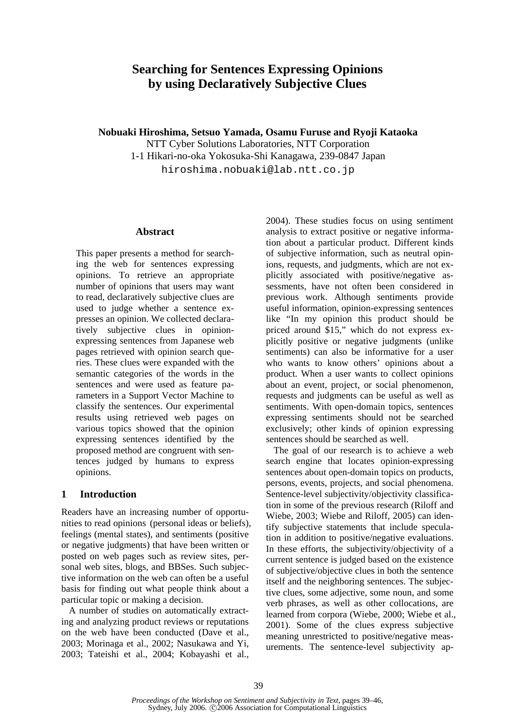# Searching for Sentences Expressing Opinions by using Declaratively Subjective Clues

**Nobuaki Hiroshima, Setsuo Yamada, Osamu Furuse and Ryoji Kataoka**

NTT Cyber Solutions Laboratories, NTT Corporation
1-1 Hikari-no-oka Yokosuka-Shi Kanagawa, 239-0847 Japan
hiroshima.nobuaki@lab.ntt.co.jp

## Abstract

This paper presents a method for searching the web for sentences expressing opinions. To retrieve an appropriate number of opinions that users may want to read, declaratively subjective clues are used to judge whether a sentence expresses an opinion. We collected declaratively subjective clues in opinion-expressing sentences from Japanese web pages retrieved with opinion search queries. These clues were expanded with the semantic categories of the words in the sentences and were used as feature parameters in a Support Vector Machine to classify the sentences. Our experimental results using retrieved web pages on various topics showed that the opinion expressing sentences identified by the proposed method are congruent with sentences judged by humans to express opinions.

## 1 Introduction

Readers have an increasing number of opportunities to read opinions (personal ideas or beliefs), feelings (mental states), and sentiments (positive or negative judgments) that have been written or posted on web pages such as review sites, personal web sites, blogs, and BBSes. Such subjective information on the web can often be a useful basis for finding out what people think about a particular topic or making a decision.

A number of studies on automatically extracting and analyzing product reviews or reputations on the web have been conducted (Dave et al., 2003; Morinaga et al., 2002; Nasukawa and Yi, 2003; Tateishi et al., 2004; Kobayashi et al., 2004). These studies focus on using sentiment analysis to extract positive or negative information about a particular product. Different kinds of subjective information, such as neutral opinions, requests, and judgments, which are not explicitly associated with positive/negative assessments, have not often been considered in previous work. Although sentiments provide useful information, opinion-expressing sentences like "In my opinion this product should be priced around $15," which do not express explicitly positive or negative judgments (unlike sentiments) can also be informative for a user who wants to know others' opinions about a product. When a user wants to collect opinions about an event, project, or social phenomenon, requests and judgments can be useful as well as sentiments. With open-domain topics, sentences expressing sentiments should not be searched exclusively; other kinds of opinion expressing sentences should be searched as well.

The goal of our research is to achieve a web search engine that locates opinion-expressing sentences about open-domain topics on products, persons, events, projects, and social phenomena. Sentence-level subjectivity/objectivity classification in some of the previous research (Riloff and Wiebe, 2003; Wiebe and Riloff, 2005) can identify subjective statements that include speculation in addition to positive/negative evaluations. In these efforts, the subjectivity/objectivity of a current sentence is judged based on the existence of subjective/objective clues in both the sentence itself and the neighboring sentences. The subjective clues, some adjective, some noun, and some verb phrases, as well as other collocations, are learned from corpora (Wiebe, 2000; Wiebe et al., 2001). Some of the clues express subjective meaning unrestricted to positive/negative measurements. The sentence-level subjectivity ap-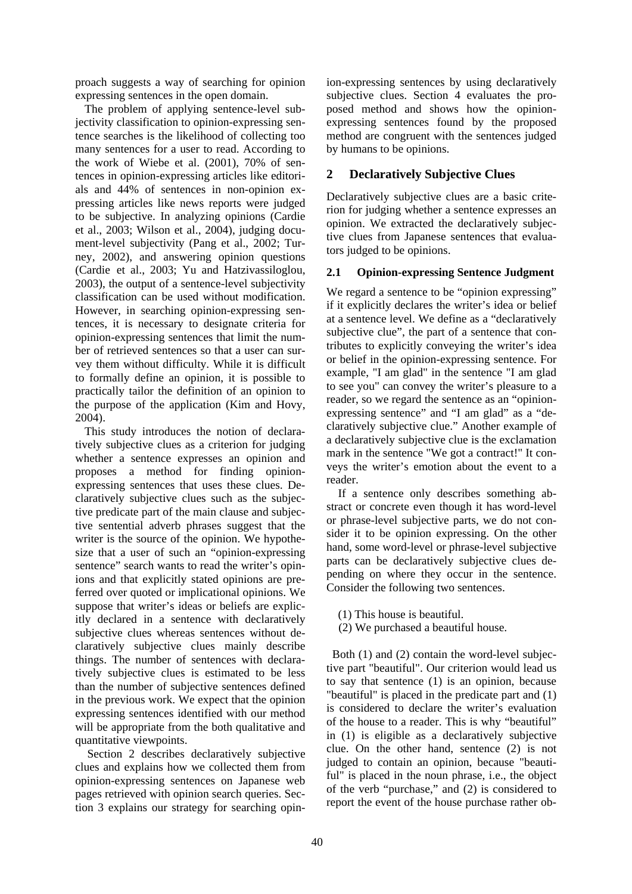proach suggests a way of searching for opinion expressing sentences in the open domain.

The problem of applying sentence-level subjectivity classification to opinion-expressing sentence searches is the likelihood of collecting too many sentences for a user to read. According to the work of Wiebe et al. (2001), 70% of sentences in opinion-expressing articles like editorials and 44% of sentences in non-opinion expressing articles like news reports were judged to be subjective. In analyzing opinions (Cardie et al., 2003; Wilson et al., 2004), judging document-level subjectivity (Pang et al., 2002; Turney, 2002), and answering opinion questions (Cardie et al., 2003; Yu and Hatzivassiloglou, 2003), the output of a sentence-level subjectivity classification can be used without modification. However, in searching opinion-expressing sentences, it is necessary to designate criteria for opinion-expressing sentences that limit the number of retrieved sentences so that a user can survey them without difficulty. While it is difficult to formally define an opinion, it is possible to practically tailor the definition of an opinion to the purpose of the application (Kim and Hovy, 2004).

This study introduces the notion of declaratively subjective clues as a criterion for judging whether a sentence expresses an opinion and proposes a method for finding opinion-expressing sentences that uses these clues. Declaratively subjective clues such as the subjective predicate part of the main clause and subjective sentential adverb phrases suggest that the writer is the source of the opinion. We hypothesize that a user of such an "opinion-expressing sentence" search wants to read the writer's opinions and that explicitly stated opinions are preferred over quoted or implicational opinions. We suppose that writer's ideas or beliefs are explicitly declared in a sentence with declaratively subjective clues whereas sentences without declaratively subjective clues mainly describe things. The number of sentences with declaratively subjective clues is estimated to be less than the number of subjective sentences defined in the previous work. We expect that the opinion expressing sentences identified with our method will be appropriate from the both qualitative and quantitative viewpoints.

Section 2 describes declaratively subjective clues and explains how we collected them from opinion-expressing sentences on Japanese web pages retrieved with opinion search queries. Section 3 explains our strategy for searching opinion-expressing sentences by using declaratively subjective clues. Section 4 evaluates the proposed method and shows how the opinion-expressing sentences found by the proposed method are congruent with the sentences judged by humans to be opinions.

## 2 Declaratively Subjective Clues

Declaratively subjective clues are a basic criterion for judging whether a sentence expresses an opinion. We extracted the declaratively subjective clues from Japanese sentences that evaluators judged to be opinions.

### 2.1 Opinion-expressing Sentence Judgment

We regard a sentence to be "opinion expressing" if it explicitly declares the writer's idea or belief at a sentence level. We define as a "declaratively subjective clue", the part of a sentence that contributes to explicitly conveying the writer's idea or belief in the opinion-expressing sentence. For example, "I am glad" in the sentence "I am glad to see you" can convey the writer's pleasure to a reader, so we regard the sentence as an "opinion-expressing sentence" and "I am glad" as a "declaratively subjective clue." Another example of a declaratively subjective clue is the exclamation mark in the sentence "We got a contract!" It conveys the writer's emotion about the event to a reader.

If a sentence only describes something abstract or concrete even though it has word-level or phrase-level subjective parts, we do not consider it to be opinion expressing. On the other hand, some word-level or phrase-level subjective parts can be declaratively subjective clues depending on where they occur in the sentence. Consider the following two sentences.

(1) This house is beautiful.
(2) We purchased a beautiful house.

Both (1) and (2) contain the word-level subjective part "beautiful". Our criterion would lead us to say that sentence (1) is an opinion, because "beautiful" is placed in the predicate part and (1) is considered to declare the writer's evaluation of the house to a reader. This is why "beautiful" in (1) is eligible as a declaratively subjective clue. On the other hand, sentence (2) is not judged to contain an opinion, because "beautiful" is placed in the noun phrase, i.e., the object of the verb "purchase," and (2) is considered to report the event of the house purchase rather ob-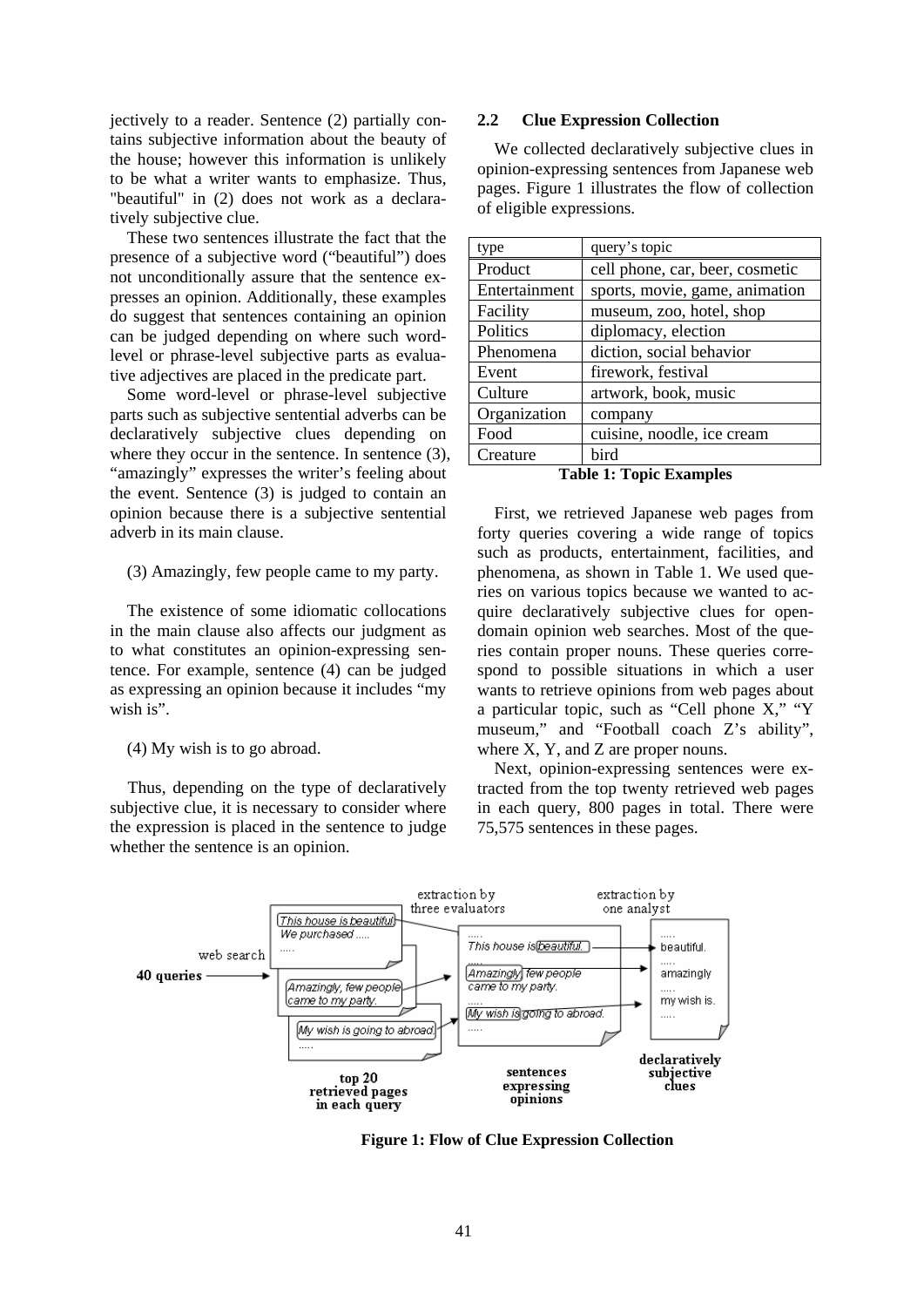jectively to a reader. Sentence (2) partially contains subjective information about the beauty of the house; however this information is unlikely to be what a writer wants to emphasize. Thus, "beautiful" in (2) does not work as a declaratively subjective clue.

These two sentences illustrate the fact that the presence of a subjective word ("beautiful") does not unconditionally assure that the sentence expresses an opinion. Additionally, these examples do suggest that sentences containing an opinion can be judged depending on where such word-level or phrase-level subjective parts as evaluative adjectives are placed in the predicate part.

Some word-level or phrase-level subjective parts such as subjective sentential adverbs can be declaratively subjective clues depending on where they occur in the sentence. In sentence (3), "amazingly" expresses the writer's feeling about the event. Sentence (3) is judged to contain an opinion because there is a subjective sentential adverb in its main clause.

(3) Amazingly, few people came to my party.

The existence of some idiomatic collocations in the main clause also affects our judgment as to what constitutes an opinion-expressing sentence. For example, sentence (4) can be judged as expressing an opinion because it includes "my wish is".

(4) My wish is to go abroad.

Thus, depending on the type of declaratively subjective clue, it is necessary to consider where the expression is placed in the sentence to judge whether the sentence is an opinion.

## 2.2 Clue Expression Collection

We collected declaratively subjective clues in opinion-expressing sentences from Japanese web pages. Figure 1 illustrates the flow of collection of eligible expressions.

| type | query's topic |
|---|---|
| Product | cell phone, car, beer, cosmetic |
| Entertainment | sports, movie, game, animation |
| Facility | museum, zoo, hotel, shop |
| Politics | diplomacy, election |
| Phenomena | diction, social behavior |
| Event | firework, festival |
| Culture | artwork, book, music |
| Organization | company |
| Food | cuisine, noodle, ice cream |
| Creature | bird |

**Table 1: Topic Examples**

First, we retrieved Japanese web pages from forty queries covering a wide range of topics such as products, entertainment, facilities, and phenomena, as shown in Table 1. We used queries on various topics because we wanted to acquire declaratively subjective clues for open-domain opinion web searches. Most of the queries contain proper nouns. These queries correspond to possible situations in which a user wants to retrieve opinions from web pages about a particular topic, such as "Cell phone X," "Y museum," and "Football coach Z's ability", where X, Y, and Z are proper nouns.

Next, opinion-expressing sentences were extracted from the top twenty retrieved web pages in each query, 800 pages in total. There were 75,575 sentences in these pages.

**Figure 1: Flow of Clue Expression Collection**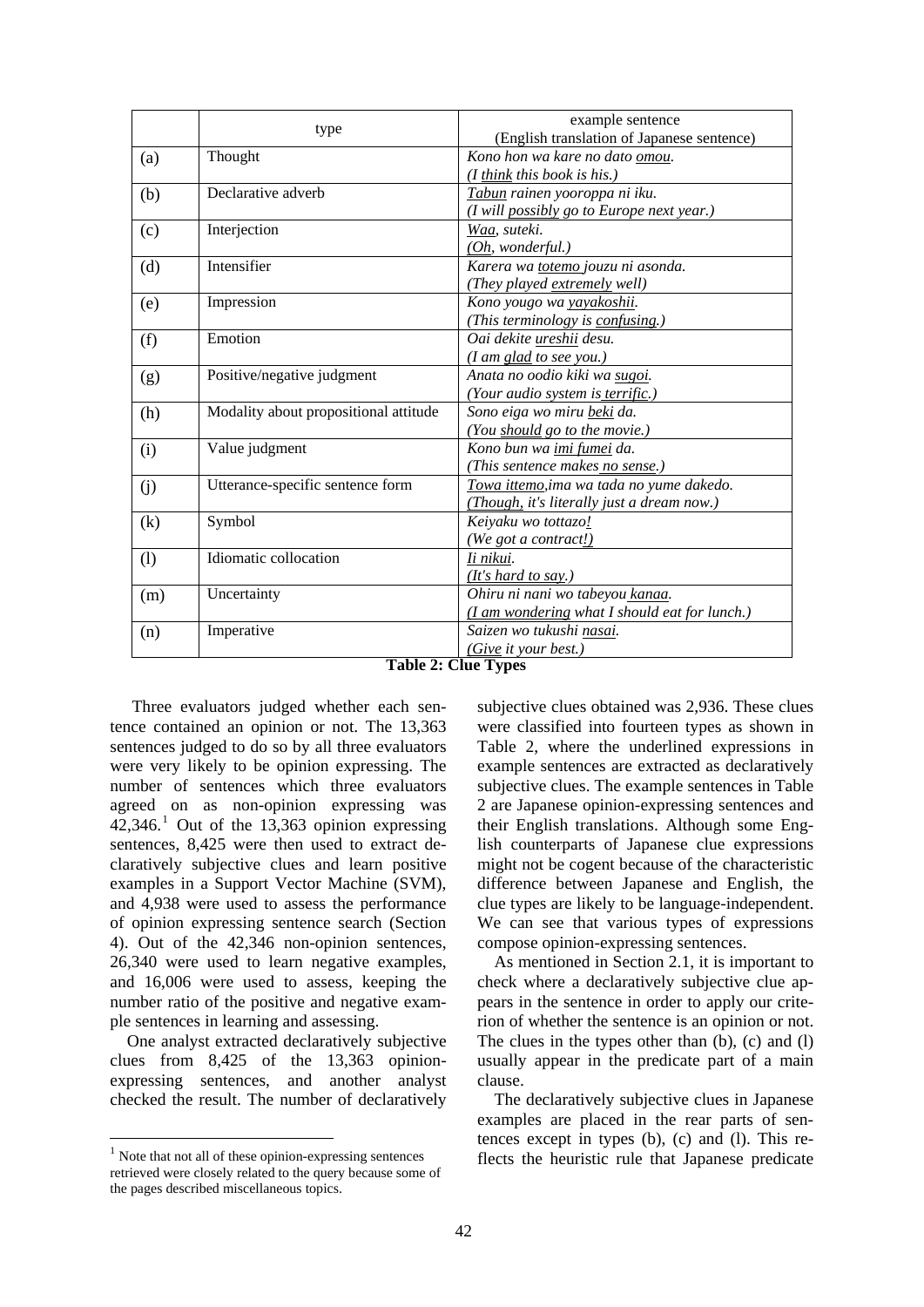| | type | example sentence<br>(English translation of Japanese sentence) |
|---|---|---|
| (a) | Thought | *Kono hon wa kare no dato omou.*<br>*(I think this book is his.)* |
| (b) | Declarative adverb | *Tabun rainen yooroppa ni iku.*<br>*(I will possibly go to Europe next year.)* |
| (c) | Interjection | *Waa, suteki.*<br>*(Oh, wonderful.)* |
| (d) | Intensifier | *Karera wa totemo jouzu ni asonda.*<br>*(They played extremely well)* |
| (e) | Impression | *Kono yougo wa yayakoshii.*<br>*(This terminology is confusing.)* |
| (f) | Emotion | *Oai dekite ureshii desu.*<br>*(I am glad to see you.)* |
| (g) | Positive/negative judgment | *Anata no oodio kiki wa sugoi.*<br>*(Your audio system is terrific.)* |
| (h) | Modality about propositional attitude | *Sono eiga wo miru beki da.*<br>*(You should go to the movie.)* |
| (i) | Value judgment | *Kono bun wa imi fumei da.*<br>*(This sentence makes no sense.)* |
| (j) | Utterance-specific sentence form | *Towa ittemo,ima wa tada no yume dakedo.*<br>*(Though, it's literally just a dream now.)* |
| (k) | Symbol | *Keiyaku wo tottazo!*<br>*(We got a contract!)* |
| (l) | Idiomatic collocation | *Ii nikui.*<br>*(It's hard to say.)* |
| (m) | Uncertainty | *Ohiru ni nani wo tabeyou kanaa.*<br>*(I am wondering what I should eat for lunch.)* |
| (n) | Imperative | *Saizen wo tukushi nasai.*<br>*(Give it your best.)* |

**Table 2: Clue Types**

Three evaluators judged whether each sentence contained an opinion or not. The 13,363 sentences judged to do so by all three evaluators were very likely to be opinion expressing. The number of sentences which three evaluators agreed on as non-opinion expressing was 42,346.[1] Out of the 13,363 opinion expressing sentences, 8,425 were then used to extract declaratively subjective clues and learn positive examples in a Support Vector Machine (SVM), and 4,938 were used to assess the performance of opinion expressing sentence search (Section 4). Out of the 42,346 non-opinion sentences, 26,340 were used to learn negative examples, and 16,006 were used to assess, keeping the number ratio of the positive and negative example sentences in learning and assessing.

One analyst extracted declaratively subjective clues from 8,425 of the 13,363 opinion-expressing sentences, and another analyst checked the result. The number of declaratively subjective clues obtained was 2,936. These clues were classified into fourteen types as shown in Table 2, where the underlined expressions in example sentences are extracted as declaratively subjective clues. The example sentences in Table 2 are Japanese opinion-expressing sentences and their English translations. Although some English counterparts of Japanese clue expressions might not be cogent because of the characteristic difference between Japanese and English, the clue types are likely to be language-independent. We can see that various types of expressions compose opinion-expressing sentences.

As mentioned in Section 2.1, it is important to check where a declaratively subjective clue appears in the sentence in order to apply our criterion of whether the sentence is an opinion or not. The clues in the types other than (b), (c) and (l) usually appear in the predicate part of a main clause.

The declaratively subjective clues in Japanese examples are placed in the rear parts of sentences except in types (b), (c) and (l). This reflects the heuristic rule that Japanese predicate

[1] Note that not all of these opinion-expressing sentences retrieved were closely related to the query because some of the pages described miscellaneous topics.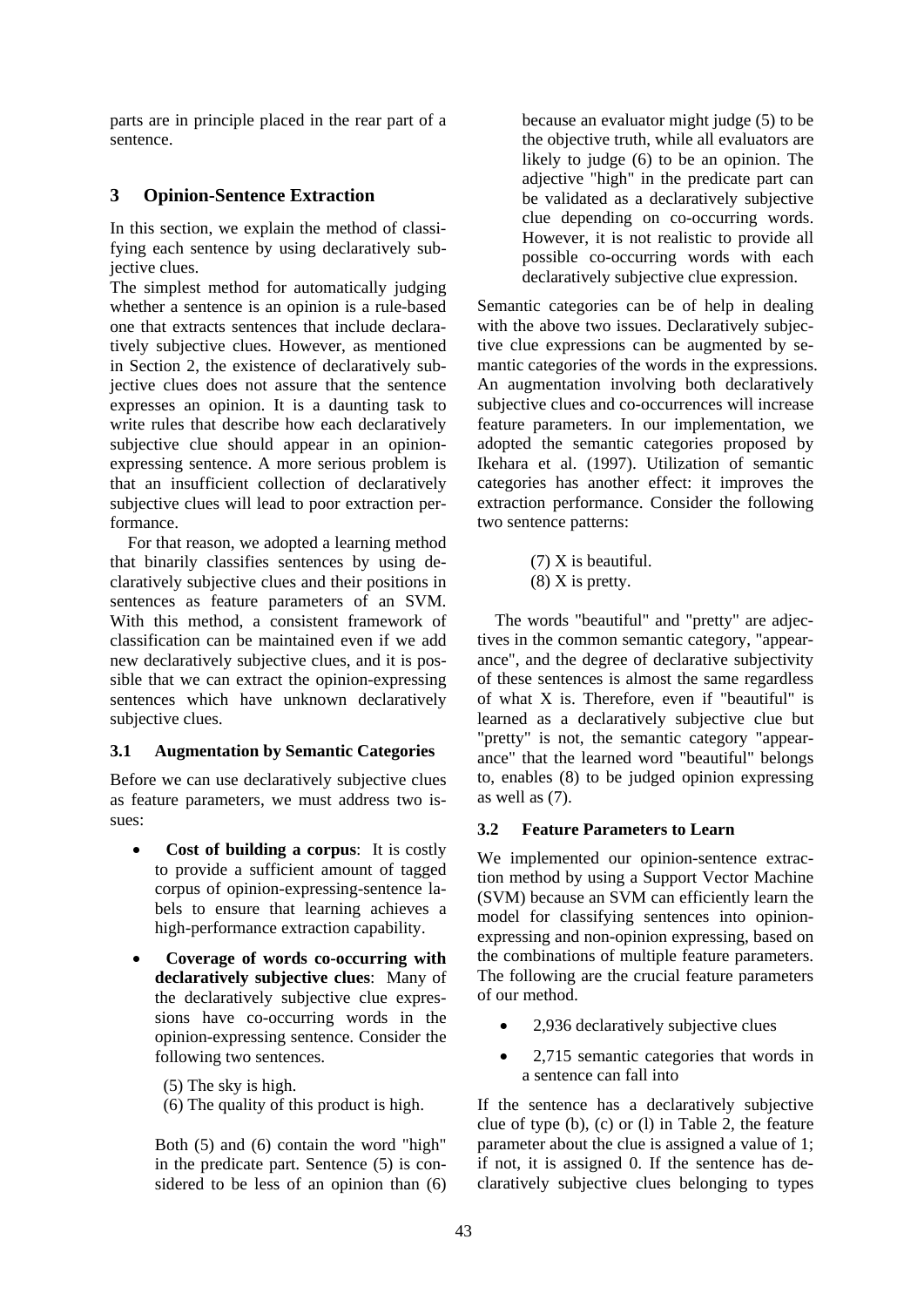parts are in principle placed in the rear part of a sentence.

## 3 Opinion-Sentence Extraction

In this section, we explain the method of classifying each sentence by using declaratively subjective clues.

The simplest method for automatically judging whether a sentence is an opinion is a rule-based one that extracts sentences that include declaratively subjective clues. However, as mentioned in Section 2, the existence of declaratively subjective clues does not assure that the sentence expresses an opinion. It is a daunting task to write rules that describe how each declaratively subjective clue should appear in an opinion-expressing sentence. A more serious problem is that an insufficient collection of declaratively subjective clues will lead to poor extraction performance.

For that reason, we adopted a learning method that binarily classifies sentences by using declaratively subjective clues and their positions in sentences as feature parameters of an SVM. With this method, a consistent framework of classification can be maintained even if we add new declaratively subjective clues, and it is possible that we can extract the opinion-expressing sentences which have unknown declaratively subjective clues.

### 3.1 Augmentation by Semantic Categories

Before we can use declaratively subjective clues as feature parameters, we must address two issues:

- **Cost of building a corpus**: It is costly to provide a sufficient amount of tagged corpus of opinion-expressing-sentence labels to ensure that learning achieves a high-performance extraction capability.
- **Coverage of words co-occurring with declaratively subjective clues**: Many of the declaratively subjective clue expressions have co-occurring words in the opinion-expressing sentence. Consider the following two sentences.

  (5) The sky is high.
  (6) The quality of this product is high.

  Both (5) and (6) contain the word "high" in the predicate part. Sentence (5) is considered to be less of an opinion than (6) because an evaluator might judge (5) to be the objective truth, while all evaluators are likely to judge (6) to be an opinion. The adjective "high" in the predicate part can be validated as a declaratively subjective clue depending on co-occurring words. However, it is not realistic to provide all possible co-occurring words with each declaratively subjective clue expression.

Semantic categories can be of help in dealing with the above two issues. Declaratively subjective clue expressions can be augmented by semantic categories of the words in the expressions. An augmentation involving both declaratively subjective clues and co-occurrences will increase feature parameters. In our implementation, we adopted the semantic categories proposed by Ikehara et al. (1997). Utilization of semantic categories has another effect: it improves the extraction performance. Consider the following two sentence patterns:

(7) X is beautiful.
(8) X is pretty.

The words "beautiful" and "pretty" are adjectives in the common semantic category, "appearance", and the degree of declarative subjectivity of these sentences is almost the same regardless of what X is. Therefore, even if "beautiful" is learned as a declaratively subjective clue but "pretty" is not, the semantic category "appearance" that the learned word "beautiful" belongs to, enables (8) to be judged opinion expressing as well as (7).

### 3.2 Feature Parameters to Learn

We implemented our opinion-sentence extraction method by using a Support Vector Machine (SVM) because an SVM can efficiently learn the model for classifying sentences into opinion-expressing and non-opinion expressing, based on the combinations of multiple feature parameters. The following are the crucial feature parameters of our method.

- 2,936 declaratively subjective clues
- 2,715 semantic categories that words in a sentence can fall into

If the sentence has a declaratively subjective clue of type (b), (c) or (l) in Table 2, the feature parameter about the clue is assigned a value of 1; if not, it is assigned 0. If the sentence has declaratively subjective clues belonging to types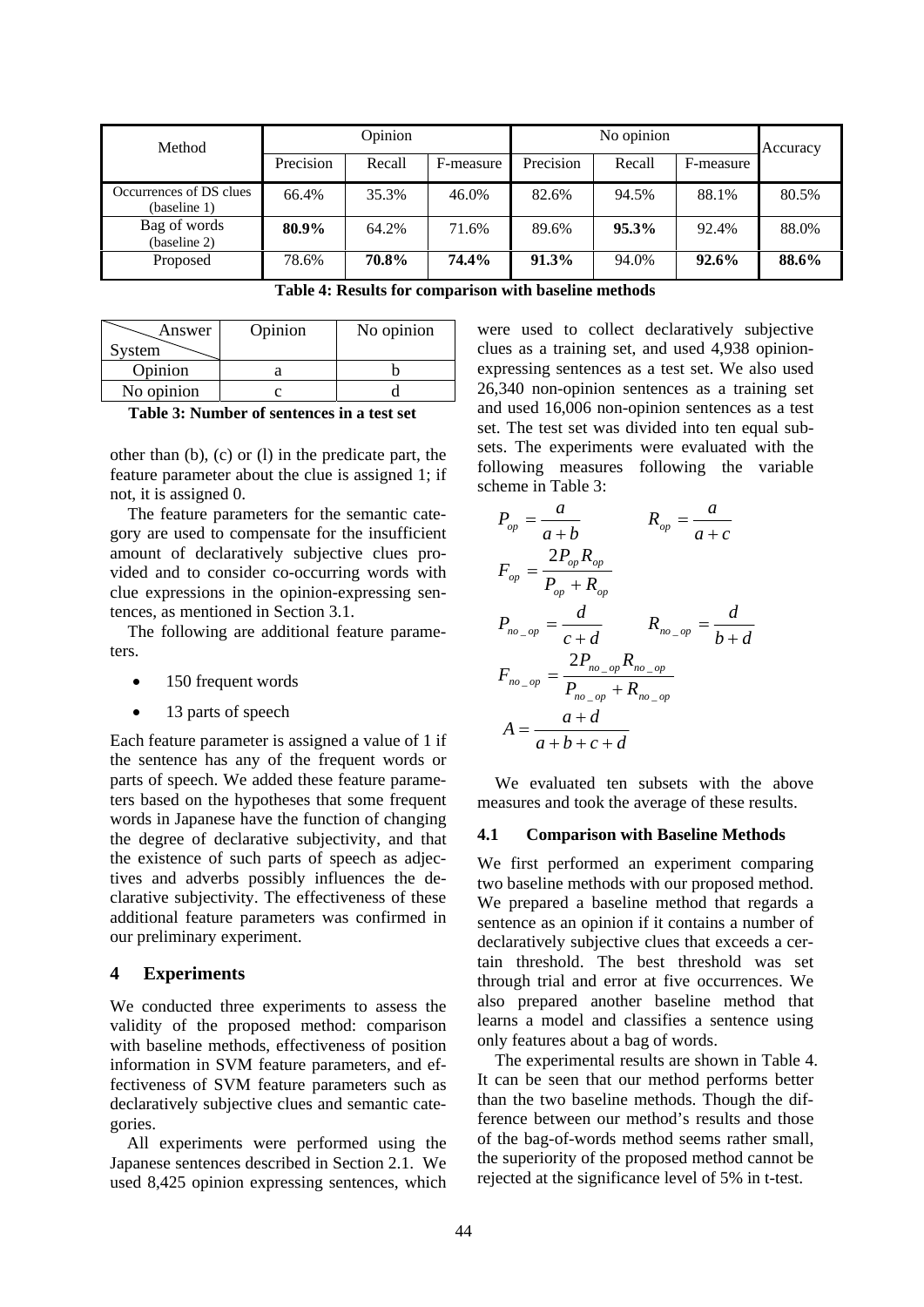| Method | Opinion | | | No opinion | | | Accuracy |
|---|---|---|---|---|---|---|---|
| | Precision | Recall | F-measure | Precision | Recall | F-measure | |
| Occurrences of DS clues (baseline 1) | 66.4% | 35.3% | 46.0% | 82.6% | 94.5% | 88.1% | 80.5% |
| Bag of words (baseline 2) | **80.9%** | 64.2% | 71.6% | 89.6% | **95.3%** | 92.4% | 88.0% |
| Proposed | 78.6% | **70.8%** | **74.4%** | **91.3%** | 94.0% | **92.6%** | **88.6%** |

**Table 4: Results for comparison with baseline methods**

| System \ Answer | Opinion | No opinion |
|---|---|---|
| Opinion | a | b |
| No opinion | c | d |

**Table 3: Number of sentences in a test set**

other than (b), (c) or (l) in the predicate part, the feature parameter about the clue is assigned 1; if not, it is assigned 0.

The feature parameters for the semantic category are used to compensate for the insufficient amount of declaratively subjective clues provided and to consider co-occurring words with clue expressions in the opinion-expressing sentences, as mentioned in Section 3.1.

The following are additional feature parameters.

- 150 frequent words
- 13 parts of speech

Each feature parameter is assigned a value of 1 if the sentence has any of the frequent words or parts of speech. We added these feature parameters based on the hypotheses that some frequent words in Japanese have the function of changing the degree of declarative subjectivity, and that the existence of such parts of speech as adjectives and adverbs possibly influences the declarative subjectivity. The effectiveness of these additional feature parameters was confirmed in our preliminary experiment.

## 4 Experiments

We conducted three experiments to assess the validity of the proposed method: comparison with baseline methods, effectiveness of position information in SVM feature parameters, and effectiveness of SVM feature parameters such as declaratively subjective clues and semantic categories.

All experiments were performed using the Japanese sentences described in Section 2.1. We used 8,425 opinion expressing sentences, which were used to collect declaratively subjective clues as a training set, and used 4,938 opinion-expressing sentences as a test set. We also used 26,340 non-opinion sentences as a training set and used 16,006 non-opinion sentences as a test set. The test set was divided into ten equal subsets. The experiments were evaluated with the following measures following the variable scheme in Table 3:

$$P_{op} = \frac{a}{a+b} \qquad R_{op} = \frac{a}{a+c}$$

$$F_{op} = \frac{2P_{op}R_{op}}{P_{op} + R_{op}}$$

$$P_{no\_op} = \frac{d}{c+d} \qquad R_{no\_op} = \frac{d}{b+d}$$

$$F_{no\_op} = \frac{2P_{no\_op}R_{no\_op}}{P_{no\_op} + R_{no\_op}}$$

$$A = \frac{a+d}{a+b+c+d}$$

We evaluated ten subsets with the above measures and took the average of these results.

### 4.1 Comparison with Baseline Methods

We first performed an experiment comparing two baseline methods with our proposed method. We prepared a baseline method that regards a sentence as an opinion if it contains a number of declaratively subjective clues that exceeds a certain threshold. The best threshold was set through trial and error at five occurrences. We also prepared another baseline method that learns a model and classifies a sentence using only features about a bag of words.

The experimental results are shown in Table 4. It can be seen that our method performs better than the two baseline methods. Though the difference between our method's results and those of the bag-of-words method seems rather small, the superiority of the proposed method cannot be rejected at the significance level of 5% in t-test.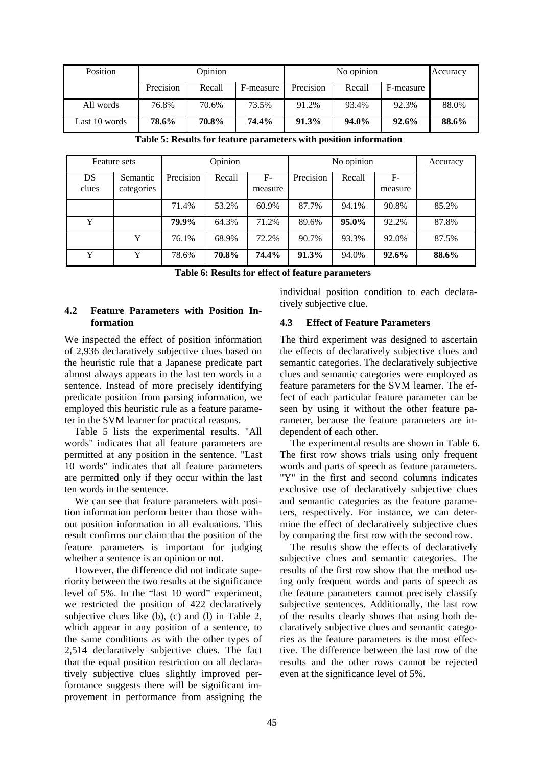| Position | Opinion | | | No opinion | | | Accuracy |
|---|---|---|---|---|---|---|---|
| | Precision | Recall | F-measure | Precision | Recall | F-measure | |
| All words | 76.8% | 70.6% | 73.5% | 91.2% | 93.4% | 92.3% | 88.0% |
| Last 10 words | **78.6%** | **70.8%** | **74.4%** | **91.3%** | **94.0%** | **92.6%** | **88.6%** |

**Table 5: Results for feature parameters with position information**

| Feature sets | | Opinion | | | No opinion | | | Accuracy |
|---|---|---|---|---|---|---|---|---|
| DS clues | Semantic categories | Precision | Recall | F-measure | Precision | Recall | F-measure | |
| | | 71.4% | 53.2% | 60.9% | 87.7% | 94.1% | 90.8% | 85.2% |
| Y | | **79.9%** | 64.3% | 71.2% | 89.6% | **95.0%** | 92.2% | 87.8% |
| | Y | 76.1% | 68.9% | 72.2% | 90.7% | 93.3% | 92.0% | 87.5% |
| Y | Y | 78.6% | **70.8%** | **74.4%** | **91.3%** | 94.0% | **92.6%** | **88.6%** |

**Table 6: Results for effect of feature parameters**

### 4.2 Feature Parameters with Position Information

We inspected the effect of position information of 2,936 declaratively subjective clues based on the heuristic rule that a Japanese predicate part almost always appears in the last ten words in a sentence. Instead of more precisely identifying predicate position from parsing information, we employed this heuristic rule as a feature parameter in the SVM learner for practical reasons.

Table 5 lists the experimental results. "All words" indicates that all feature parameters are permitted at any position in the sentence. "Last 10 words" indicates that all feature parameters are permitted only if they occur within the last ten words in the sentence.

We can see that feature parameters with position information perform better than those without position information in all evaluations. This result confirms our claim that the position of the feature parameters is important for judging whether a sentence is an opinion or not.

However, the difference did not indicate superiority between the two results at the significance level of 5%. In the "last 10 word" experiment, we restricted the position of 422 declaratively subjective clues like (b), (c) and (l) in Table 2, which appear in any position of a sentence, to the same conditions as with the other types of 2,514 declaratively subjective clues. The fact that the equal position restriction on all declaratively subjective clues slightly improved performance suggests there will be significant improvement in performance from assigning the individual position condition to each declaratively subjective clue.

### 4.3 Effect of Feature Parameters

The third experiment was designed to ascertain the effects of declaratively subjective clues and semantic categories. The declaratively subjective clues and semantic categories were employed as feature parameters for the SVM learner. The effect of each particular feature parameter can be seen by using it without the other feature parameter, because the feature parameters are independent of each other.

The experimental results are shown in Table 6. The first row shows trials using only frequent words and parts of speech as feature parameters. "Y" in the first and second columns indicates exclusive use of declaratively subjective clues and semantic categories as the feature parameters, respectively. For instance, we can determine the effect of declaratively subjective clues by comparing the first row with the second row.

The results show the effects of declaratively subjective clues and semantic categories. The results of the first row show that the method using only frequent words and parts of speech as the feature parameters cannot precisely classify subjective sentences. Additionally, the last row of the results clearly shows that using both declaratively subjective clues and semantic categories as the feature parameters is the most effective. The difference between the last row of the results and the other rows cannot be rejected even at the significance level of 5%.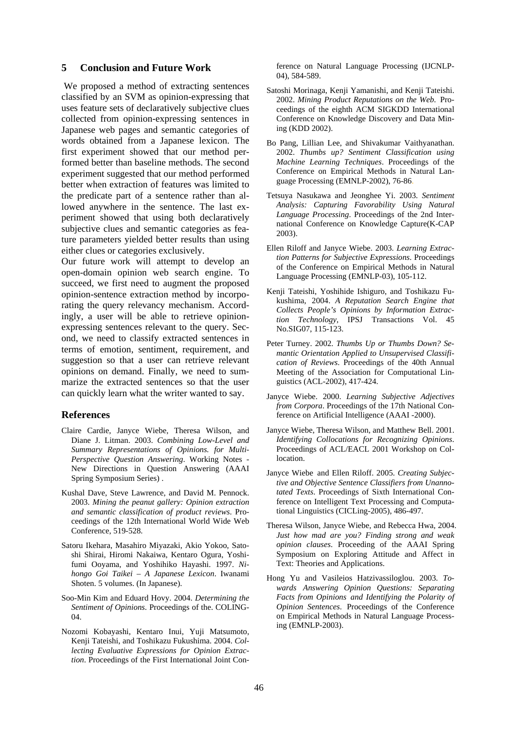## 5 Conclusion and Future Work

We proposed a method of extracting sentences classified by an SVM as opinion-expressing that uses feature sets of declaratively subjective clues collected from opinion-expressing sentences in Japanese web pages and semantic categories of words obtained from a Japanese lexicon. The first experiment showed that our method performed better than baseline methods. The second experiment suggested that our method performed better when extraction of features was limited to the predicate part of a sentence rather than allowed anywhere in the sentence. The last experiment showed that using both declaratively subjective clues and semantic categories as feature parameters yielded better results than using either clues or categories exclusively.

Our future work will attempt to develop an open-domain opinion web search engine. To succeed, we first need to augment the proposed opinion-sentence extraction method by incorporating the query relevancy mechanism. Accordingly, a user will be able to retrieve opinion-expressing sentences relevant to the query. Second, we need to classify extracted sentences in terms of emotion, sentiment, requirement, and suggestion so that a user can retrieve relevant opinions on demand. Finally, we need to summarize the extracted sentences so that the user can quickly learn what the writer wanted to say.

## References

Claire Cardie, Janyce Wiebe, Theresa Wilson, and Diane J. Litman. 2003. *Combining Low-Level and Summary Representations of Opinions. for Multi-Perspective Question Answering*. Working Notes - New Directions in Question Answering (AAAI Spring Symposium Series) .

Kushal Dave, Steve Lawrence, and David M. Pennock. 2003. *Mining the peanut gallery: Opinion extraction and semantic classification of product reviews*. Proceedings of the 12th International World Wide Web Conference, 519-528.

Satoru Ikehara, Masahiro Miyazaki, Akio Yokoo, Satoshi Shirai, Hiromi Nakaiwa, Kentaro Ogura, Yoshifumi Ooyama, and Yoshihiko Hayashi. 1997. *Nihongo Goi Taikei – A Japanese Lexicon*. Iwanami Shoten. 5 volumes. (In Japanese).

Soo-Min Kim and Eduard Hovy. 2004. *Determining the Sentiment of Opinions*. Proceedings of the. COLING-04.

Nozomi Kobayashi, Kentaro Inui, Yuji Matsumoto, Kenji Tateishi, and Toshikazu Fukushima. 2004. *Collecting Evaluative Expressions for Opinion Extraction*. Proceedings of the First International Joint Conference on Natural Language Processing (IJCNLP-04), 584-589.

Satoshi Morinaga, Kenji Yamanishi, and Kenji Tateishi. 2002. *Mining Product Reputations on the Web*. Proceedings of the eighth ACM SIGKDD International Conference on Knowledge Discovery and Data Mining (KDD 2002).

Bo Pang, Lillian Lee, and Shivakumar Vaithyanathan. 2002. *Thumbs up? Sentiment Classification using Machine Learning Techniques*. Proceedings of the Conference on Empirical Methods in Natural Language Processing (EMNLP-2002), 76-86.

Tetsuya Nasukawa and Jeonghee Yi. 2003. *Sentiment Analysis: Capturing Favorability Using Natural Language Processing*. Proceedings of the 2nd International Conference on Knowledge Capture(K-CAP 2003).

Ellen Riloff and Janyce Wiebe. 2003. *Learning Extraction Patterns for Subjective Expressions*. Proceedings of the Conference on Empirical Methods in Natural Language Processing (EMNLP-03), 105-112.

Kenji Tateishi, Yoshihide Ishiguro, and Toshikazu Fukushima, 2004. *A Reputation Search Engine that Collects People's Opinions by Information Extraction Technology*, IPSJ Transactions Vol. 45 No.SIG07, 115-123.

Peter Turney. 2002. *Thumbs Up or Thumbs Down? Semantic Orientation Applied to Unsupervised Classification of Reviews*. Proceedings of the 40th Annual Meeting of the Association for Computational Linguistics (ACL-2002), 417-424.

Janyce Wiebe. 2000. *Learning Subjective Adjectives from Corpora*. Proceedings of the 17th National Conference on Artificial Intelligence (AAAI -2000).

Janyce Wiebe, Theresa Wilson, and Matthew Bell. 2001. *Identifying Collocations for Recognizing Opinions*. Proceedings of ACL/EACL 2001 Workshop on Collocation.

Janyce Wiebe and Ellen Riloff. 2005. *Creating Subjective and Objective Sentence Classifiers from Unannotated Texts*. Proceedings of Sixth International Conference on Intelligent Text Processing and Computational Linguistics (CICLing-2005), 486-497.

Theresa Wilson, Janyce Wiebe, and Rebecca Hwa, 2004. *Just how mad are you? Finding strong and weak opinion clauses*. Proceeding of the AAAI Spring Symposium on Exploring Attitude and Affect in Text: Theories and Applications.

Hong Yu and Vasileios Hatzivassiloglou. 2003. *Towards Answering Opinion Questions: Separating Facts from Opinions and Identifying the Polarity of Opinion Sentences*. Proceedings of the Conference on Empirical Methods in Natural Language Processing (EMNLP-2003).